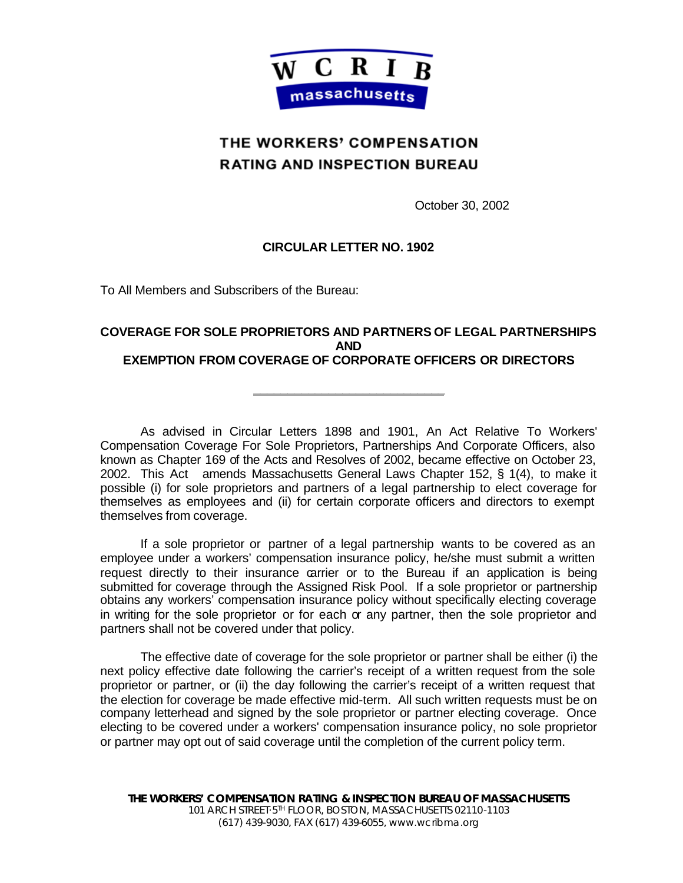# THE WORKERS' COMPENSATION RATING AND INSPECTION BUREAU

October 30, 2002

**CIRCULAR LETTER NO. 1902**

To All Members and Subscribers of the Bureau:

**COVERAGE FOR SOLE PROPRIETORS AND PARTNERS OF LEGAL PARTNERSHIPS AND EXEMPTION FROM COVERAGE OF CORPORATE OFFICERS OR DIRECTORS**

---

As advised in Circular Letters 1898 and 1901, An Act Relative To Workers' Compensation Coverage For Sole Proprietors, Partnerships And Corporate Officers, also known as Chapter 169 of the Acts and Resolves of 2002, became effective on October 23, 2002. This Act amends Massachusetts General Laws Chapter 152, § 1(4), to make it possible (i) for sole proprietors and partners of a legal partnership to elect coverage for themselves as employees and (ii) for certain corporate officers and directors to exempt themselves from coverage.

If a sole proprietor or partner of a legal partnership wants to be covered as an employee under a workers' compensation insurance policy, he/she must submit a written request directly to their insurance carrier or to the Bureau if an application is being submitted for coverage through the Assigned Risk Pool. If a sole proprietor or partnership obtains any workers' compensation insurance policy without specifically electing coverage in writing for the sole proprietor or for each or any partner, then the sole proprietor and partners shall not be covered under that policy.

The effective date of coverage for the sole proprietor or partner shall be either (i) the next policy effective date following the carrier's receipt of a written request from the sole proprietor or partner, or (ii) the day following the carrier's receipt of a written request that the election for coverage be made effective mid-term. All such written requests must be on company letterhead and signed by the sole proprietor or partner electing coverage. Once electing to be covered under a workers' compensation insurance policy, no sole proprietor or partner may opt out of said coverage until the completion of the current policy term.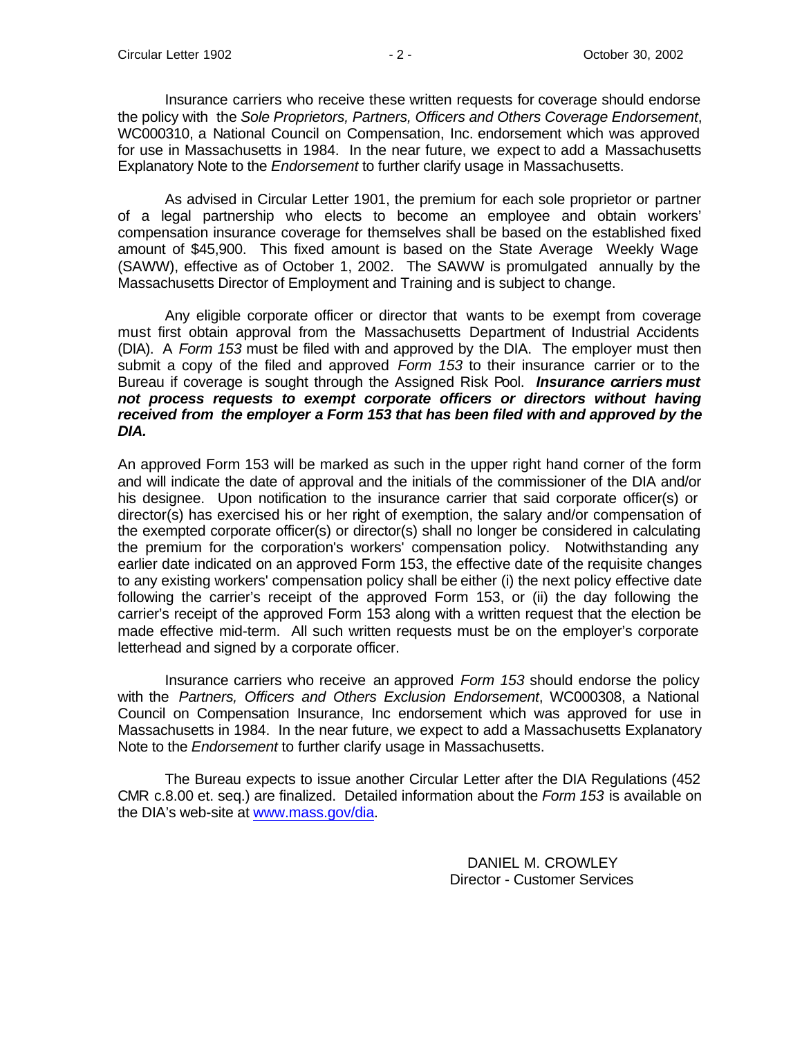Insurance carriers who receive these written requests for coverage should endorse the policy with the *Sole Proprietors, Partners, Officers and Others Coverage Endorsement*, WC000310, a National Council on Compensation, Inc. endorsement which was approved for use in Massachusetts in 1984. In the near future, we expect to add a Massachusetts Explanatory Note to the *Endorsement* to further clarify usage in Massachusetts.

As advised in Circular Letter 1901, the premium for each sole proprietor or partner of a legal partnership who elects to become an employee and obtain workers' compensation insurance coverage for themselves shall be based on the established fixed amount of $45,900. This fixed amount is based on the State Average Weekly Wage (SAWW), effective as of October 1, 2002. The SAWW is promulgated annually by the Massachusetts Director of Employment and Training and is subject to change.

Any eligible corporate officer or director that wants to be exempt from coverage must first obtain approval from the Massachusetts Department of Industrial Accidents (DIA). A *Form 153* must be filed with and approved by the DIA. The employer must then submit a copy of the filed and approved *Form 153* to their insurance carrier or to the Bureau if coverage is sought through the Assigned Risk Pool. ***Insurance carriers must not process requests to exempt corporate officers or directors without having received from the employer a Form 153 that has been filed with and approved by the DIA.***

An approved Form 153 will be marked as such in the upper right hand corner of the form and will indicate the date of approval and the initials of the commissioner of the DIA and/or his designee. Upon notification to the insurance carrier that said corporate officer(s) or director(s) has exercised his or her right of exemption, the salary and/or compensation of the exempted corporate officer(s) or director(s) shall no longer be considered in calculating the premium for the corporation's workers' compensation policy. Notwithstanding any earlier date indicated on an approved Form 153, the effective date of the requisite changes to any existing workers' compensation policy shall be either (i) the next policy effective date following the carrier's receipt of the approved Form 153, or (ii) the day following the carrier's receipt of the approved Form 153 along with a written request that the election be made effective mid-term. All such written requests must be on the employer's corporate letterhead and signed by a corporate officer.

Insurance carriers who receive an approved *Form 153* should endorse the policy with the *Partners, Officers and Others Exclusion Endorsement*, WC000308, a National Council on Compensation Insurance, Inc endorsement which was approved for use in Massachusetts in 1984. In the near future, we expect to add a Massachusetts Explanatory Note to the *Endorsement* to further clarify usage in Massachusetts.

The Bureau expects to issue another Circular Letter after the DIA Regulations (452 CMR c.8.00 et. seq.) are finalized. Detailed information about the *Form 153* is available on the DIA's web-site at www.mass.gov/dia.

DANIEL M. CROWLEY
Director - Customer Services